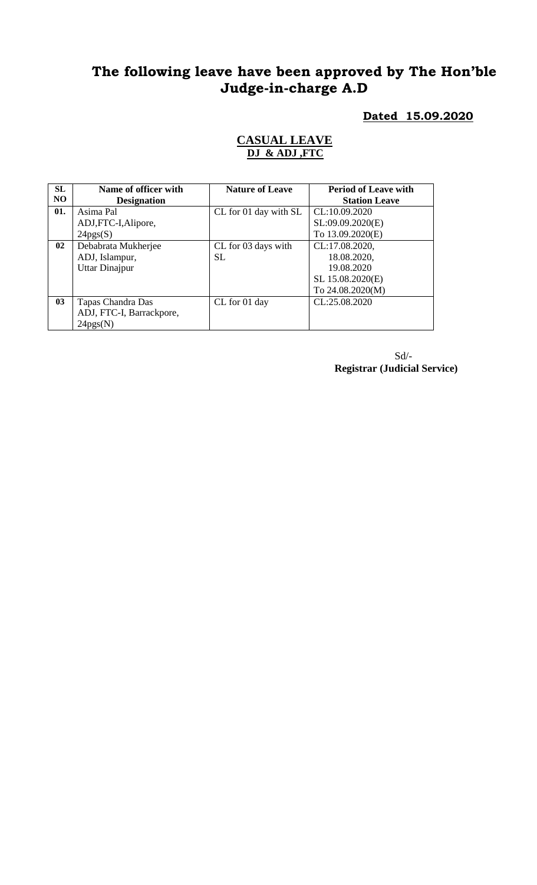# The following leave have been approved by The Hon'ble Judge-in-charge A.D

**Dated 15.09.2020**

## CASUAL LEAVE

**DJ & ADJ ,FTC**

| SL NO | Name of officer with Designation | Nature of Leave | Period of Leave with Station Leave |
|---|---|---|---|
| 01. | Asima Pal<br>ADJ,FTC-I,Alipore,<br>24pgs(S) | CL for 01 day with SL | CL:10.09.2020<br>SL:09.09.2020(E)<br>To 13.09.2020(E) |
| 02 | Debabrata Mukherjee<br>ADJ, Islampur,<br>Uttar Dinajpur | CL for 03 days with SL | CL:17.08.2020,<br>18.08.2020,<br>19.08.2020<br>SL 15.08.2020(E)<br>To 24.08.2020(M) |
| 03 | Tapas Chandra Das<br>ADJ, FTC-I, Barrackpore,<br>24pgs(N) | CL for 01 day | CL:25.08.2020 |

Sd/-
**Registrar (Judicial Service)**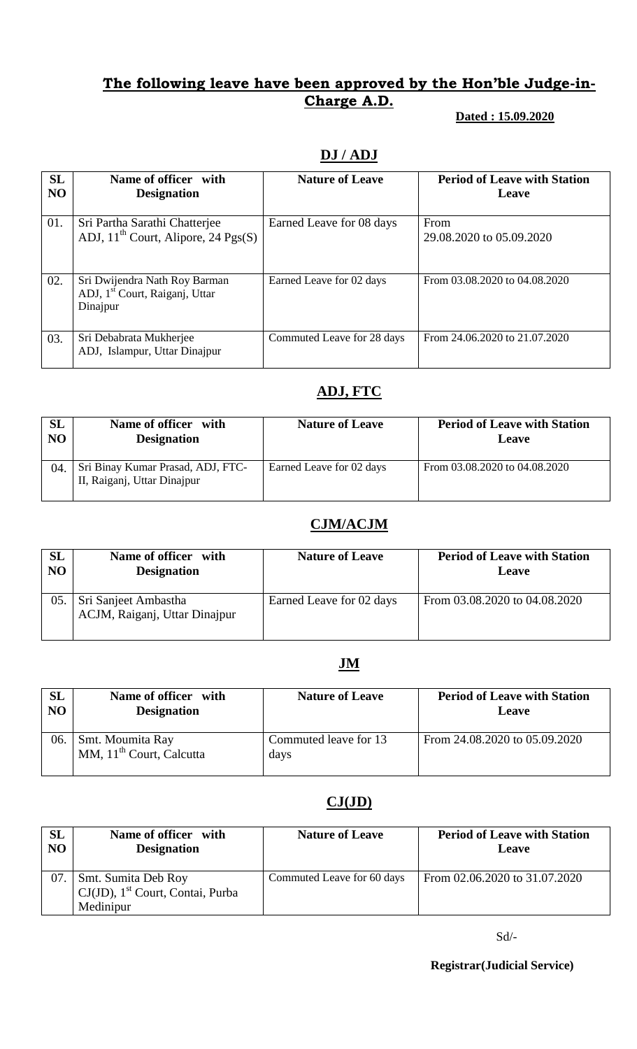## **The following leave have been approved by the Hon'ble Judge-in-Charge A.D.**

**Dated : 15.09.2020**

### **DJ / ADJ**

| SL NO | Name of officer with Designation | Nature of Leave | Period of Leave with Station Leave |
|---|---|---|---|
| 01. | Sri Partha Sarathi Chatterjee ADJ, 11th Court, Alipore, 24 Pgs(S) | Earned Leave for 08 days | From 29.08.2020 to 05.09.2020 |
| 02. | Sri Dwijendra Nath Roy Barman ADJ, 1st Court, Raiganj, Uttar Dinajpur | Earned Leave for 02 days | From 03.08.2020 to 04.08.2020 |
| 03. | Sri Debabrata Mukherjee ADJ, Islampur, Uttar Dinajpur | Commuted Leave for 28 days | From 24.06.2020 to 21.07.2020 |

### **ADJ, FTC**

| SL NO | Name of officer with Designation | Nature of Leave | Period of Leave with Station Leave |
|---|---|---|---|
| 04. | Sri Binay Kumar Prasad, ADJ, FTC-II, Raiganj, Uttar Dinajpur | Earned Leave for 02 days | From 03.08.2020 to 04.08.2020 |

### **CJM/ACJM**

| SL NO | Name of officer with Designation | Nature of Leave | Period of Leave with Station Leave |
|---|---|---|---|
| 05. | Sri Sanjeet Ambastha ACJM, Raiganj, Uttar Dinajpur | Earned Leave for 02 days | From 03.08.2020 to 04.08.2020 |

### **JM**

| SL NO | Name of officer with Designation | Nature of Leave | Period of Leave with Station Leave |
|---|---|---|---|
| 06. | Smt. Moumita Ray MM, 11th Court, Calcutta | Commuted leave for 13 days | From 24.08.2020 to 05.09.2020 |

### **CJ(JD)**

| SL NO | Name of officer with Designation | Nature of Leave | Period of Leave with Station Leave |
|---|---|---|---|
| 07. | Smt. Sumita Deb Roy CJ(JD), 1st Court, Contai, Purba Medinipur | Commuted Leave for 60 days | From 02.06.2020 to 31.07.2020 |

Sd/-

**Registrar(Judicial Service)**